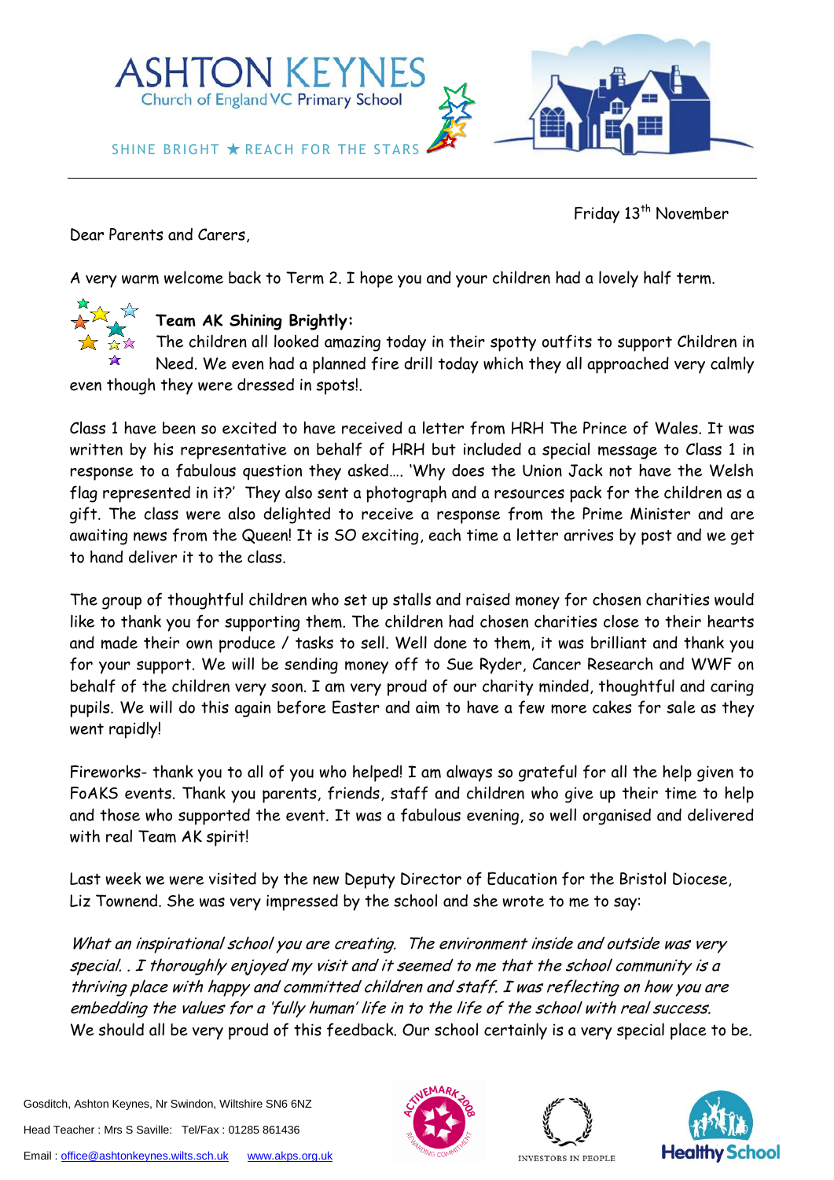# ASHTON KEYNES

Church of England VC Primary School

SHINE BRIGHT ★ REACH FOR THE STARS

Friday 13th November

Dear Parents and Carers,

A very warm welcome back to Term 2. I hope you and your children had a lovely half term.

**Team AK Shining Brightly:**

The children all looked amazing today in their spotty outfits to support Children in Need. We even had a planned fire drill today which they all approached very calmly even though they were dressed in spots!.

Class 1 have been so excited to have received a letter from HRH The Prince of Wales. It was written by his representative on behalf of HRH but included a special message to Class 1 in response to a fabulous question they asked…. 'Why does the Union Jack not have the Welsh flag represented in it?' They also sent a photograph and a resources pack for the children as a gift. The class were also delighted to receive a response from the Prime Minister and are awaiting news from the Queen! It is SO exciting, each time a letter arrives by post and we get to hand deliver it to the class.

The group of thoughtful children who set up stalls and raised money for chosen charities would like to thank you for supporting them. The children had chosen charities close to their hearts and made their own produce / tasks to sell. Well done to them, it was brilliant and thank you for your support. We will be sending money off to Sue Ryder, Cancer Research and WWF on behalf of the children very soon. I am very proud of our charity minded, thoughtful and caring pupils. We will do this again before Easter and aim to have a few more cakes for sale as they went rapidly!

Fireworks- thank you to all of you who helped! I am always so grateful for all the help given to FoAKS events. Thank you parents, friends, staff and children who give up their time to help and those who supported the event. It was a fabulous evening, so well organised and delivered with real Team AK spirit!

Last week we were visited by the new Deputy Director of Education for the Bristol Diocese, Liz Townend. She was very impressed by the school and she wrote to me to say:

*What an inspirational school you are creating. The environment inside and outside was very special. . I thoroughly enjoyed my visit and it seemed to me that the school community is a thriving place with happy and committed children and staff. I was reflecting on how you are embedding the values for a 'fully human' life in to the life of the school with real success.*

We should all be very proud of this feedback. Our school certainly is a very special place to be.

Gosditch, Ashton Keynes, Nr Swindon, Wiltshire SN6 6NZ

Head Teacher : Mrs S Saville: Tel/Fax : 01285 861436

Email : office@ashtonkeynes.wilts.sch.uk www.akps.org.uk

ACTIVEMARK 2008 — INVESTORS IN PEOPLE — Healthy School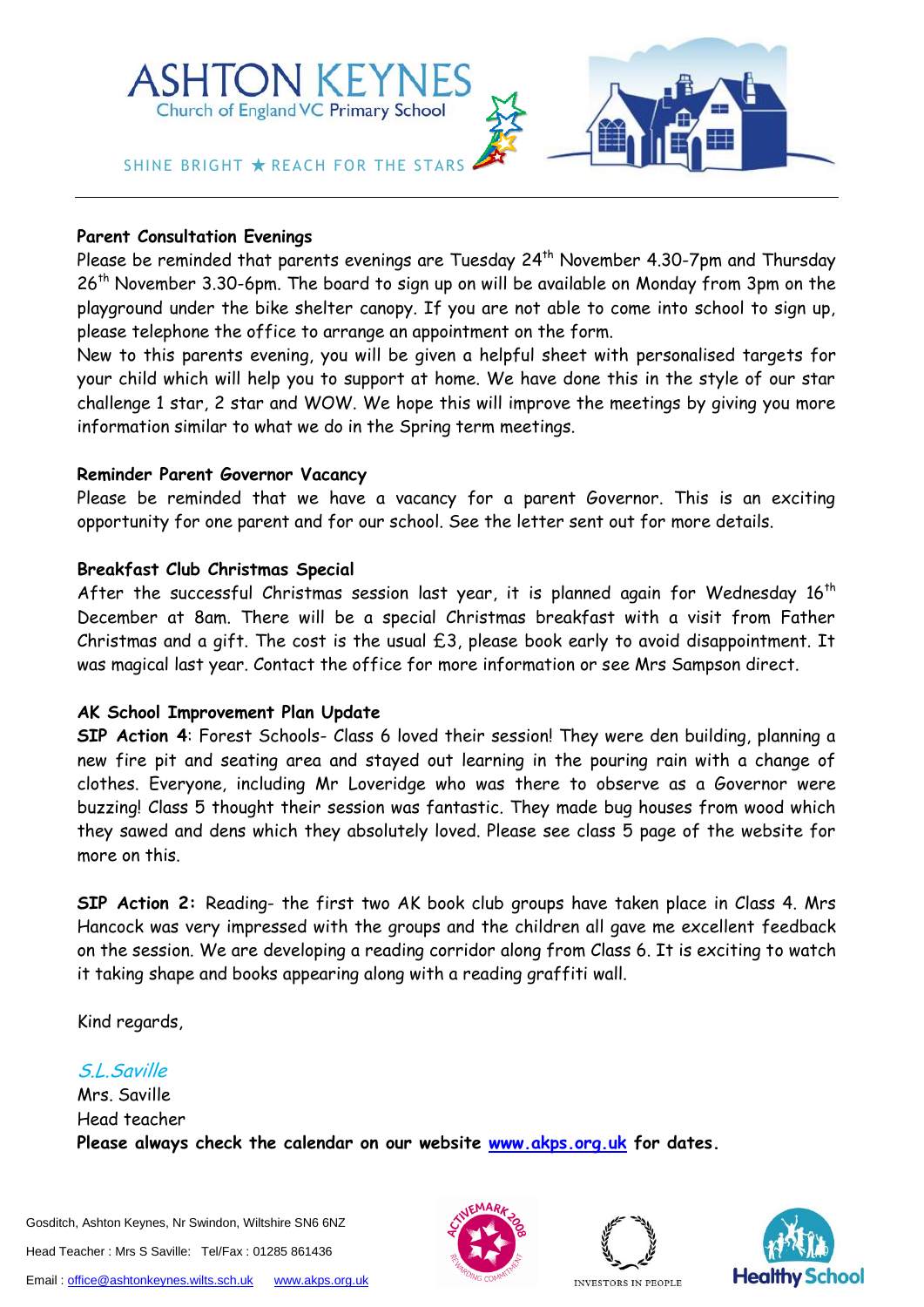**Parent Consultation Evenings**

Please be reminded that parents evenings are Tuesday 24th November 4.30-7pm and Thursday 26th November 3.30-6pm. The board to sign up on will be available on Monday from 3pm on the playground under the bike shelter canopy. If you are not able to come into school to sign up, please telephone the office to arrange an appointment on the form.

New to this parents evening, you will be given a helpful sheet with personalised targets for your child which will help you to support at home. We have done this in the style of our star challenge 1 star, 2 star and WOW. We hope this will improve the meetings by giving you more information similar to what we do in the Spring term meetings.

**Reminder Parent Governor Vacancy**

Please be reminded that we have a vacancy for a parent Governor. This is an exciting opportunity for one parent and for our school. See the letter sent out for more details.

**Breakfast Club Christmas Special**

After the successful Christmas session last year, it is planned again for Wednesday 16th December at 8am. There will be a special Christmas breakfast with a visit from Father Christmas and a gift. The cost is the usual £3, please book early to avoid disappointment. It was magical last year. Contact the office for more information or see Mrs Sampson direct.

**AK School Improvement Plan Update**

**SIP Action 4**: Forest Schools- Class 6 loved their session! They were den building, planning a new fire pit and seating area and stayed out learning in the pouring rain with a change of clothes. Everyone, including Mr Loveridge who was there to observe as a Governor were buzzing! Class 5 thought their session was fantastic. They made bug houses from wood which they sawed and dens which they absolutely loved. Please see class 5 page of the website for more on this.

**SIP Action 2:** Reading- the first two AK book club groups have taken place in Class 4. Mrs Hancock was very impressed with the groups and the children all gave me excellent feedback on the session. We are developing a reading corridor along from Class 6. It is exciting to watch it taking shape and books appearing along with a reading graffiti wall.

Kind regards,

*S.L.Saville*

Mrs. Saville

Head teacher

**Please always check the calendar on our website [www.akps.org.uk](http://www.akps.org.uk) for dates.**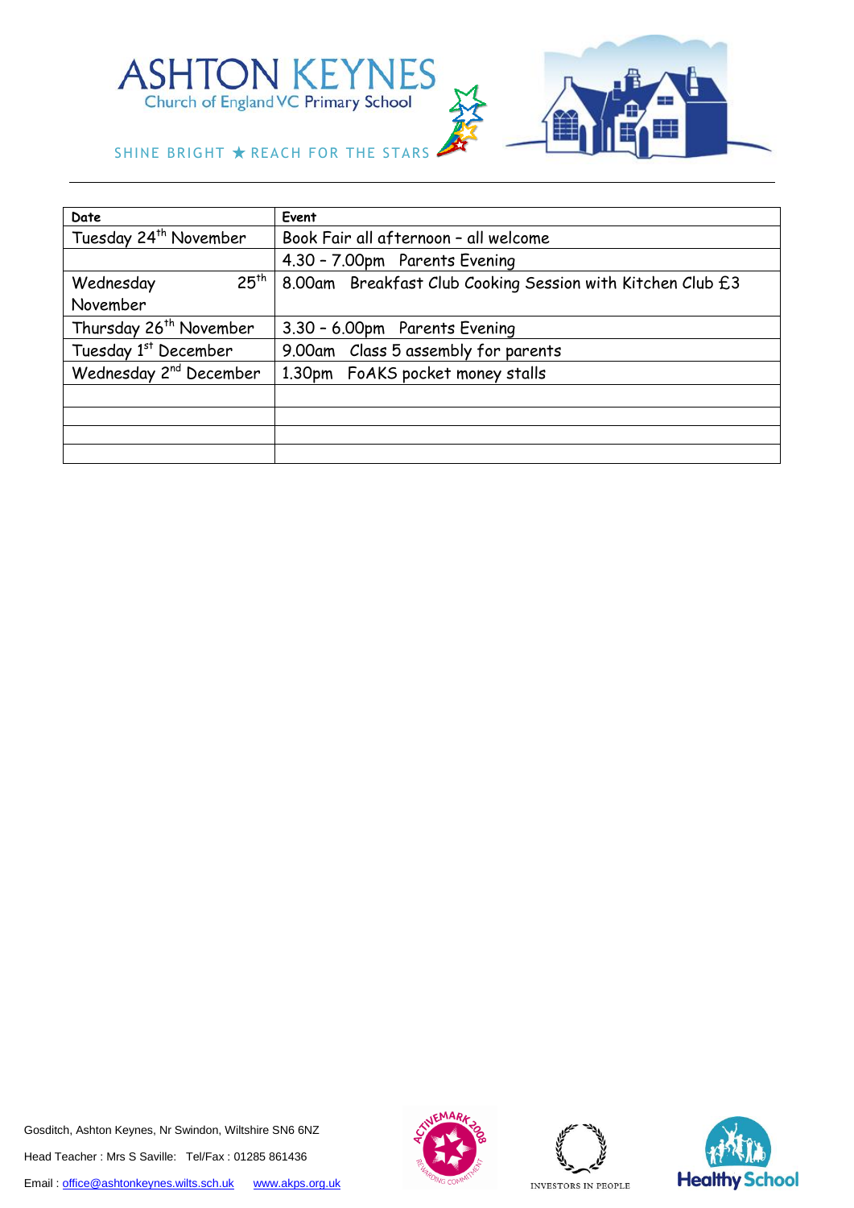ASHTON KEYNES
Church of England VC Primary School

SHINE BRIGHT ★ REACH FOR THE STARS

| Date | Event |
|---|---|
| Tuesday 24th November | Book Fair all afternoon – all welcome |
| | 4.30 – 7.00pm   Parents Evening |
| Wednesday 25th November | 8.00am   Breakfast Club Cooking Session with Kitchen Club £3 |
| Thursday 26th November | 3.30 – 6.00pm   Parents Evening |
| Tuesday 1st December | 9.00am   Class 5 assembly for parents |
| Wednesday 2nd December | 1.30pm   FoAKS pocket money stalls |
| | |
| | |
| | |
| | |

Gosditch, Ashton Keynes, Nr Swindon, Wiltshire SN6 6NZ

Head Teacher : Mrs S Saville:   Tel/Fax : 01285 861436

Email : office@ashtonkeynes.wilts.sch.uk   www.akps.org.uk